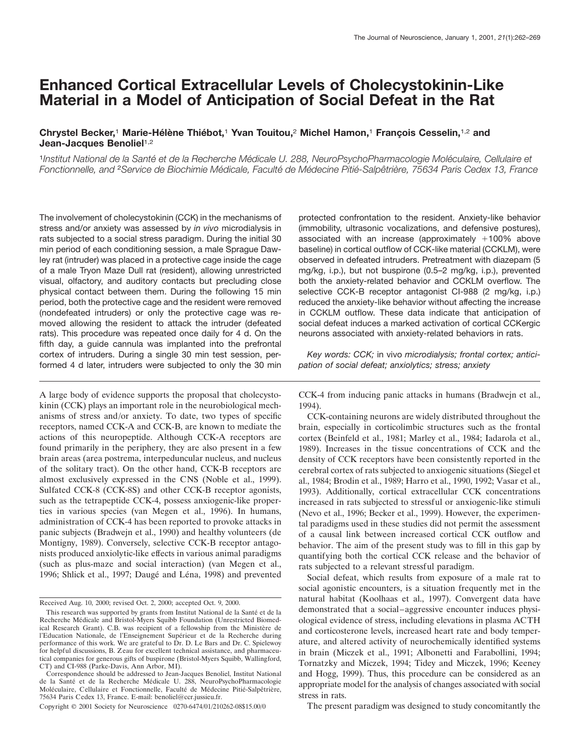# Enhanced Cortical Extracellular Levels of Cholecystokinin-Like Material in a Model of Anticipation of Social Defeat in the Rat

**Chrystel Becker,[1] Marie-Hélène Thiébot,[1] Yvan Touitou,[2] Michel Hamon,[1] François Cesselin,[1,2] and Jean-Jacques Benoliel[1,2]**

[1]*Institut National de la Santé et de la Recherche Médicale U. 288, NeuroPsychoPharmacologie Moléculaire, Cellulaire et Fonctionnelle, and* [2]*Service de Biochimie Médicale, Faculté de Médecine Pitié-Salpêtrière, 75634 Paris Cedex 13, France*

The involvement of cholecystokinin (CCK) in the mechanisms of stress and/or anxiety was assessed by *in vivo* microdialysis in rats subjected to a social stress paradigm. During the initial 30 min period of each conditioning session, a male Sprague Dawley rat (intruder) was placed in a protective cage inside the cage of a male Tryon Maze Dull rat (resident), allowing unrestricted visual, olfactory, and auditory contacts but precluding close physical contact between them. During the following 15 min period, both the protective cage and the resident were removed (nondefeated intruders) or only the protective cage was removed allowing the resident to attack the intruder (defeated rats). This procedure was repeated once daily for 4 d. On the fifth day, a guide cannula was implanted into the prefrontal cortex of intruders. During a single 30 min test session, performed 4 d later, intruders were subjected to only the 30 min protected confrontation to the resident. Anxiety-like behavior (immobility, ultrasonic vocalizations, and defensive postures), associated with an increase (approximately +100% above baseline) in cortical outflow of CCK-like material (CCKLM), were observed in defeated intruders. Pretreatment with diazepam (5 mg/kg, i.p.), but not buspirone (0.5–2 mg/kg, i.p.), prevented both the anxiety-related behavior and CCKLM overflow. The selective CCK-B receptor antagonist CI-988 (2 mg/kg, i.p.) reduced the anxiety-like behavior without affecting the increase in CCKLM outflow. These data indicate that anticipation of social defeat induces a marked activation of cortical CCKergic neurons associated with anxiety-related behaviors in rats.

*Key words: CCK;* in vivo *microdialysis; frontal cortex; anticipation of social defeat; anxiolytics; stress; anxiety*

A large body of evidence supports the proposal that cholecystokinin (CCK) plays an important role in the neurobiological mechanisms of stress and/or anxiety. To date, two types of specific receptors, named CCK-A and CCK-B, are known to mediate the actions of this neuropeptide. Although CCK-A receptors are found primarily in the periphery, they are also present in a few brain areas (area postrema, interpeduncular nucleus, and nucleus of the solitary tract). On the other hand, CCK-B receptors are almost exclusively expressed in the CNS (Noble et al., 1999). Sulfated CCK-8 (CCK-8S) and other CCK-B receptor agonists, such as the tetrapeptide CCK-4, possess anxiogenic-like properties in various species (van Megen et al., 1996). In humans, administration of CCK-4 has been reported to provoke attacks in panic subjects (Bradwejn et al., 1990) and healthy volunteers (de Montigny, 1989). Conversely, selective CCK-B receptor antagonists produced anxiolytic-like effects in various animal paradigms (such as plus-maze and social interaction) (van Megen et al., 1996; Shlick et al., 1997; Daugé and Léna, 1998) and prevented CCK-4 from inducing panic attacks in humans (Bradwejn et al., 1994).

CCK-containing neurons are widely distributed throughout the brain, especially in corticolimbic structures such as the frontal cortex (Beinfeld et al., 1981; Marley et al., 1984; Iadarola et al., 1989). Increases in the tissue concentrations of CCK and the density of CCK receptors have been consistently reported in the cerebral cortex of rats subjected to anxiogenic situations (Siegel et al., 1984; Brodin et al., 1989; Harro et al., 1990, 1992; Vasar et al., 1993). Additionally, cortical extracellular CCK concentrations increased in rats subjected to stressful or anxiogenic-like stimuli (Nevo et al., 1996; Becker et al., 1999). However, the experimental paradigms used in these studies did not permit the assessment of a causal link between increased cortical CCK outflow and behavior. The aim of the present study was to fill in this gap by quantifying both the cortical CCK release and the behavior of rats subjected to a relevant stressful paradigm.

Social defeat, which results from exposure of a male rat to social agonistic encounters, is a situation frequently met in the natural habitat (Koolhaas et al., 1997). Convergent data have demonstrated that a social–aggressive encounter induces physiological evidence of stress, including elevations in plasma ACTH and corticosterone levels, increased heart rate and body temperature, and altered activity of neurochemically identified systems in brain (Miczek et al., 1991; Albonetti and Farabollini, 1994; Tornatzky and Miczek, 1994; Tidey and Miczek, 1996; Keeney and Hogg, 1999). Thus, this procedure can be considered as an appropriate model for the analysis of changes associated with social stress in rats.

The present paradigm was designed to study concomitantly the

---

Received Aug. 10, 2000; revised Oct. 2, 2000; accepted Oct. 9, 2000.

This research was supported by grants from Institut National de la Santé et de la Recherche Médicale and Bristol-Myers Squibb Foundation (Unrestricted Biomedical Research Grant). C.B. was recipient of a fellowship from the Ministère de l'Education Nationale, de l'Enseignement Supérieur et de la Recherche during performance of this work. We are grateful to Dr. D. Le Bars and Dr. C. Spielewoy for helpful discussions, B. Zeau for excellent technical assistance, and pharmaceutical companies for generous gifts of buspirone (Bristol-Myers Squibb, Wallingford, CT) and CI-988 (Parke-Davis, Ann Arbor, MI).

Correspondence should be addressed to Jean-Jacques Benoliel, Institut National de la Santé et de la Recherche Médicale U. 288, NeuroPsychoPharmacologie Moléculaire, Cellulaire et Fonctionnelle, Faculté de Médecine Pitié-Salpêtrière, 75634 Paris Cedex 13, France. E-mail: benoliel@ccr.jussieu.fr.

Copyright © 2001 Society for Neuroscience 0270-6474/01/210262-08$15.00/0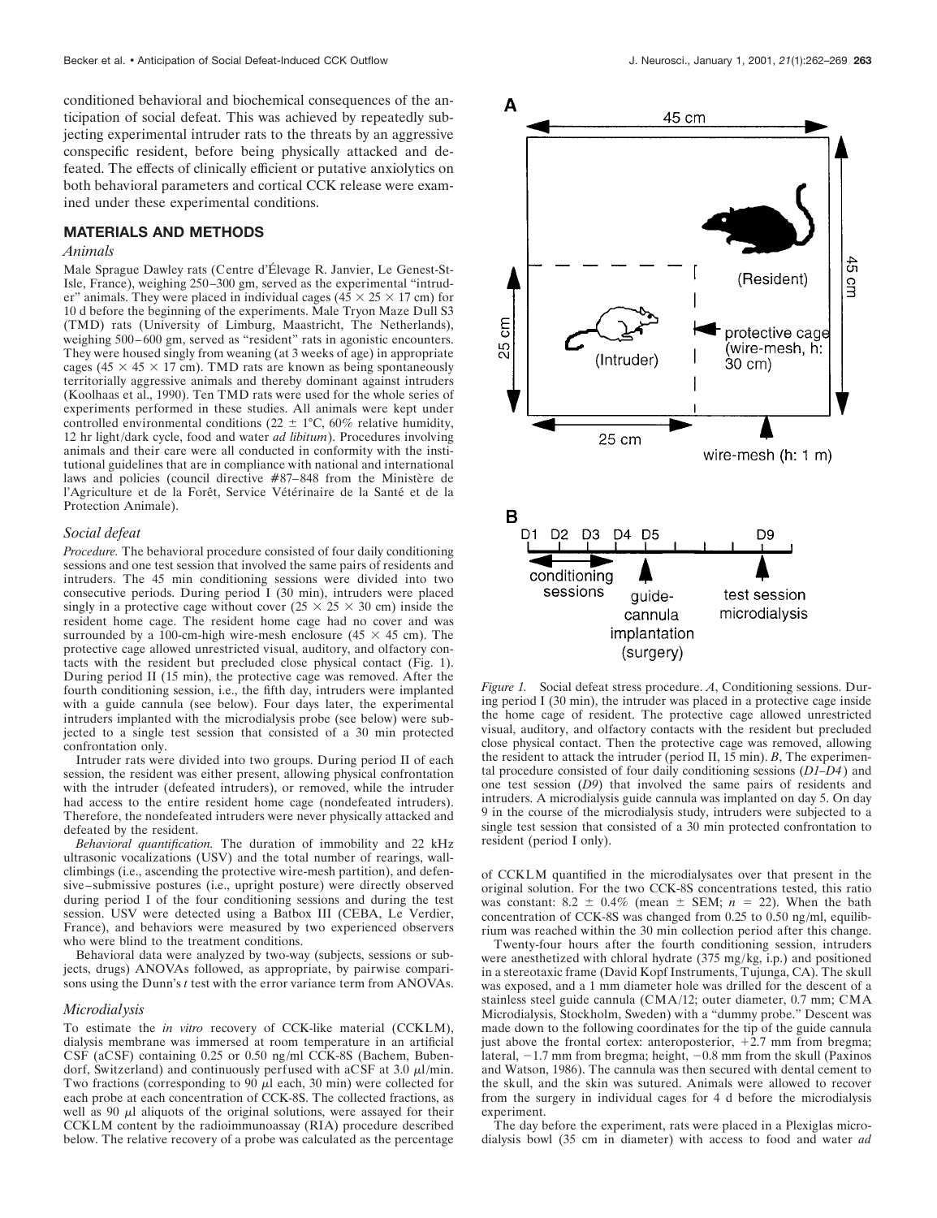conditioned behavioral and biochemical consequences of the anticipation of social defeat. This was achieved by repeatedly subjecting experimental intruder rats to the threats by an aggressive conspecific resident, before being physically attacked and defeated. The effects of clinically efficient or putative anxiolytics on both behavioral parameters and cortical CCK release were examined under these experimental conditions.

## MATERIALS AND METHODS

### *Animals*

Male Sprague Dawley rats (Centre d'Élevage R. Janvier, Le Genest-St-Isle, France), weighing 250–300 gm, served as the experimental "intruder" animals. They were placed in individual cages (45 × 25 × 17 cm) for 10 d before the beginning of the experiments. Male Tryon Maze Dull S3 (TMD) rats (University of Limburg, Maastricht, The Netherlands), weighing 500–600 gm, served as "resident" rats in agonistic encounters. They were housed singly from weaning (at 3 weeks of age) in appropriate cages (45 × 45 × 17 cm). TMD rats are known as being spontaneously territorially aggressive animals and thereby dominant against intruders (Koolhaas et al., 1990). Ten TMD rats were used for the whole series of experiments performed in these studies. All animals were kept under controlled environmental conditions (22 ± 1°C, 60% relative humidity, 12 hr light/dark cycle, food and water *ad libitum*). Procedures involving animals and their care were all conducted in conformity with the institutional guidelines that are in compliance with national and international laws and policies (council directive #87–848 from the Ministère de l'Agriculture et de la Forêt, Service Vétérinaire de la Santé et de la Protection Animale).

### *Social defeat*

*Procedure.* The behavioral procedure consisted of four daily conditioning sessions and one test session that involved the same pairs of residents and intruders. The 45 min conditioning sessions were divided into two consecutive periods. During period I (30 min), intruders were placed singly in a protective cage without cover (25 × 25 × 30 cm) inside the resident home cage. The resident home cage had no cover and was surrounded by a 100-cm-high wire-mesh enclosure (45 × 45 cm). The protective cage allowed unrestricted visual, auditory, and olfactory contacts with the resident but precluded close physical contact (Fig. 1). During period II (15 min), the protective cage was removed. After the fourth conditioning session, i.e., the fifth day, intruders were implanted with a guide cannula (see below). Four days later, the experimental intruders implanted with the microdialysis probe (see below) were subjected to a single test session that consisted of a 30 min protected confrontation only.

Intruder rats were divided into two groups. During period II of each session, the resident was either present, allowing physical confrontation with the intruder (defeated intruders), or removed, while the intruder had access to the entire resident home cage (nondefeated intruders). Therefore, the nondefeated intruders were never physically attacked and defeated by the resident.

*Behavioral quantification.* The duration of immobility and 22 kHz ultrasonic vocalizations (USV) and the total number of rearings, wall-climbings (i.e., ascending the protective wire-mesh partition), and defensive–submissive postures (i.e., upright posture) were directly observed during period I of the four conditioning sessions and during the test session. USV were detected using a Batbox III (CEBA, Le Verdier, France), and behaviors were measured by two experienced observers who were blind to the treatment conditions.

Behavioral data were analyzed by two-way (subjects, sessions or subjects, drugs) ANOVAs followed, as appropriate, by pairwise comparisons using the Dunn's *t* test with the error variance term from ANOVAs.

### *Microdialysis*

To estimate the *in vitro* recovery of CCK-like material (CCKLM), dialysis membrane was immersed at room temperature in an artificial CSF (aCSF) containing 0.25 or 0.50 ng/ml CCK-8S (Bachem, Bubendorf, Switzerland) and continuously perfused with aCSF at 3.0 μl/min. Two fractions (corresponding to 90 μl each, 30 min) were collected for each probe at each concentration of CCK-8S. The collected fractions, as well as 90 μl aliquots of the original solutions, were assayed for their CCKLM content by the radioimmunoassay (RIA) procedure described below. The relative recovery of a probe was calculated as the percentage of CCKLM quantified in the microdialysates over that present in the original solution. For the two CCK-8S concentrations tested, this ratio was constant: 8.2 ± 0.4% (mean ± SEM; *n* = 22). When the bath concentration of CCK-8S was changed from 0.25 to 0.50 ng/ml, equilibrium was reached within the 30 min collection period after this change.

Twenty-four hours after the fourth conditioning session, intruders were anesthetized with chloral hydrate (375 mg/kg, i.p.) and positioned in a stereotaxic frame (David Kopf Instruments, Tujunga, CA). The skull was exposed, and a 1 mm diameter hole was drilled for the descent of a stainless steel guide cannula (CMA/12; outer diameter, 0.7 mm; CMA Microdialysis, Stockholm, Sweden) with a "dummy probe." Descent was made down to the following coordinates for the tip of the guide cannula just above the frontal cortex: anteroposterior, +2.7 mm from bregma; lateral, −1.7 mm from bregma; height, −0.8 mm from the skull (Paxinos and Watson, 1986). The cannula was then secured with dental cement to the skull, and the skin was sutured. Animals were allowed to recover from the surgery in individual cages for 4 d before the microdialysis experiment.

The day before the experiment, rats were placed in a Plexiglas microdialysis bowl (35 cm in diameter) with access to food and water *ad*

*Figure 1.* Social defeat stress procedure. *A*, Conditioning sessions. During period I (30 min), the intruder was placed in a protective cage inside the home cage of resident. The protective cage allowed unrestricted visual, auditory, and olfactory contacts with the resident but precluded close physical contact. Then the protective cage was removed, allowing the resident to attack the intruder (period II, 15 min). *B*, The experimental procedure consisted of four daily conditioning sessions (*D1–D4*) and one test session (*D9*) that involved the same pairs of residents and intruders. A microdialysis guide cannula was implanted on day 5. On day 9 in the course of the microdialysis study, intruders were subjected to a single test session that consisted of a 30 min protected confrontation to resident (period I only).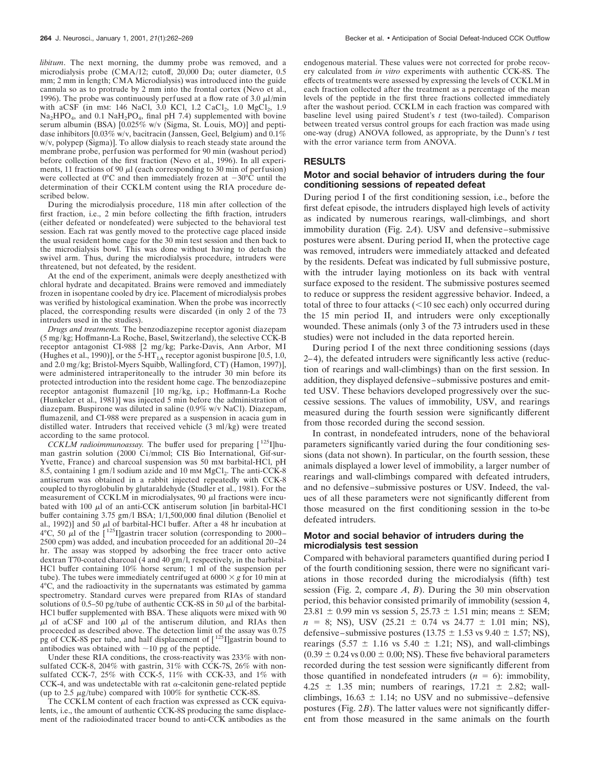*libitum*. The next morning, the dummy probe was removed, and a microdialysis probe (CMA/12; cutoff, 20,000 Da; outer diameter, 0.5 mm; 2 mm in length; CMA Microdialysis) was introduced into the guide cannula so as to protrude by 2 mm into the frontal cortex (Nevo et al., 1996). The probe was continuously perfused at a flow rate of 3.0 μl/min with aCSF (in mM: 146 NaCl, 3.0 KCl, 1.2 $CaCl_2$, 1.0 $MgCl_2$, 1.9 $Na_2HPO_4$, and 0.1 $NaH_2PO_4$, final pH 7.4) supplemented with bovine serum albumin (BSA) [0.025% w/v (Sigma, St. Louis, MO)] and peptidase inhibitors [0.03% w/v, bacitracin (Janssen, Geel, Belgium) and 0.1% w/v, polypep (Sigma)]. To allow dialysis to reach steady state around the membrane probe, perfusion was performed for 90 min (washout period) before collection of the first fraction (Nevo et al., 1996). In all experiments, 11 fractions of 90 μl (each corresponding to 30 min of perfusion) were collected at 0°C and then immediately frozen at −30°C until the determination of their CCKLM content using the RIA procedure described below.

During the microdialysis procedure, 118 min after collection of the first fraction, i.e., 2 min before collecting the fifth fraction, intruders (either defeated or nondefeated) were subjected to the behavioral test session. Each rat was gently moved to the protective cage placed inside the usual resident home cage for the 30 min test session and then back to the microdialysis bowl. This was done without having to detach the swivel arm. Thus, during the microdialysis procedure, intruders were threatened, but not defeated, by the resident.

At the end of the experiment, animals were deeply anesthetized with chloral hydrate and decapitated. Brains were removed and immediately frozen in isopentane cooled by dry ice. Placement of microdialysis probes was verified by histological examination. When the probe was incorrectly placed, the corresponding results were discarded (in only 2 of the 73 intruders used in the studies).

*Drugs and treatments.* The benzodiazepine receptor agonist diazepam (5 mg/kg; Hoffmann-La Roche, Basel, Switzerland), the selective CCK-B receptor antagonist CI-988 [2 mg/kg; Parke-Davis, Ann Arbor, MI (Hughes et al., 1990)], or the $5\text{-HT}_{1A}$ receptor agonist buspirone [0.5, 1.0, and 2.0 mg/kg; Bristol-Myers Squibb, Wallingford, CT) (Hamon, 1997)], were administered intraperitoneally to the intruder 30 min before its protected introduction into the resident home cage. The benzodiazepine receptor antagonist flumazenil [10 mg/kg, i.p.; Hoffmann-La Roche (Hunkeler et al., 1981)] was injected 5 min before the administration of diazepam. Buspirone was diluted in saline (0.9% w/v NaCl). Diazepam, flumazenil, and CI-988 were prepared as a suspension in acacia gum in distilled water. Intruders that received vehicle (3 ml/kg) were treated according to the same protocol.

*CCKLM radioimmunoassay.* The buffer used for preparing [$^{125}$I]human gastrin solution (2000 Ci/mmol; CIS Bio International, Gif-sur-Yvette, France) and charcoal suspension was 50 mM barbital-HCl, pH 8.5, containing 1 gm/l sodium azide and 10 mM $MgCl_2$. The anti-CCK-8 antiserum was obtained in a rabbit injected repeatedly with CCK-8 coupled to thyroglobulin by glutaraldehyde (Studler et al., 1981). For the measurement of CCKLM in microdialysates, 90 μl fractions were incubated with 100 μl of an anti-CCK antiserum solution [in barbital-HCl buffer containing 3.75 gm/l BSA; 1/1,500,000 final dilution (Benoliel et al., 1992)] and 50 μl of barbital-HCl buffer. After a 48 hr incubation at 4°C, 50 μl of the [$^{125}$I]gastrin tracer solution (corresponding to 2000–2500 cpm) was added, and incubation proceeded for an additional 20–24 hr. The assay was stopped by adsorbing the free tracer onto active dextran T70-coated charcoal (4 and 40 gm/l, respectively, in the barbital-HCl buffer containing 10% horse serum; 1 ml of the suspension per tube). The tubes were immediately centrifuged at 6000 × *g* for 10 min at 4°C, and the radioactivity in the supernatants was estimated by gamma spectrometry. Standard curves were prepared from RIAs of standard solutions of 0.5–50 pg/tube of authentic CCK-8S in 50 μl of the barbital-HCl buffer supplemented with BSA. These aliquots were mixed with 90 μl of aCSF and 100 μl of the antiserum dilution, and RIAs then proceeded as described above. The detection limit of the assay was 0.75 pg of CCK-8S per tube, and half displacement of [$^{125}$I]gastrin bound to antibodies was obtained with ~10 pg of the peptide.

Under these RIA conditions, the cross-reactivity was 233% with non-sulfated CCK-8, 204% with gastrin, 31% with CCK-7S, 26% with non-sulfated CCK-7, 25% with CCK-5, 11% with CCK-33, and 1% with CCK-4, and was undetectable with rat α-calcitonin gene-related peptide (up to 2.5 μg/tube) compared with 100% for synthetic CCK-8S.

The CCKLM content of each fraction was expressed as CCK equivalents, i.e., the amount of authentic CCK-8S producing the same displacement of the radioiodinated tracer bound to anti-CCK antibodies as the endogenous material. These values were not corrected for probe recovery calculated from *in vitro* experiments with authentic CCK-8S. The effects of treatments were assessed by expressing the levels of CCKLM in each fraction collected after the treatment as a percentage of the mean levels of the peptide in the first three fractions collected immediately after the washout period. CCKLM in each fraction was compared with baseline level using paired Student's *t* test (two-tailed). Comparison between treated versus control groups for each fraction was made using one-way (drug) ANOVA followed, as appropriate, by the Dunn's *t* test with the error variance term from ANOVA.

## RESULTS

### Motor and social behavior of intruders during the four conditioning sessions of repeated defeat

During period I of the first conditioning session, i.e., before the first defeat episode, the intruders displayed high levels of activity as indicated by numerous rearings, wall-climbings, and short immobility duration (Fig. 2*A*). USV and defensive–submissive postures were absent. During period II, when the protective cage was removed, intruders were immediately attacked and defeated by the residents. Defeat was indicated by full submissive posture, with the intruder laying motionless on its back with ventral surface exposed to the resident. The submissive postures seemed to reduce or suppress the resident aggressive behavior. Indeed, a total of three to four attacks (<10 sec each) only occurred during the 15 min period II, and intruders were only exceptionally wounded. These animals (only 3 of the 73 intruders used in these studies) were not included in the data reported herein.

During period I of the next three conditioning sessions (days 2–4), the defeated intruders were significantly less active (reduction of rearings and wall-climbings) than on the first session. In addition, they displayed defensive–submissive postures and emitted USV. These behaviors developed progressively over the successive sessions. The values of immobility, USV, and rearings measured during the fourth session were significantly different from those recorded during the second session.

In contrast, in nondefeated intruders, none of the behavioral parameters significantly varied during the four conditioning sessions (data not shown). In particular, on the fourth session, these animals displayed a lower level of immobility, a larger number of rearings and wall-climbings compared with defeated intruders, and no defensive–submissive postures or USV. Indeed, the values of all these parameters were not significantly different from those measured on the first conditioning session in the to-be defeated intruders.

### Motor and social behavior of intruders during the microdialysis test session

Compared with behavioral parameters quantified during period I of the fourth conditioning session, there were no significant variations in those recorded during the microdialysis (fifth) test session (Fig. 2, compare *A*, *B*). During the 30 min observation period, this behavior consisted primarily of immobility (session 4, 23.81 ± 0.99 min vs session 5, 25.73 ± 1.51 min; means ± SEM; *n* = 8; NS), USV (25.21 ± 0.74 vs 24.77 ± 1.01 min; NS), defensive–submissive postures (13.75 ± 1.53 vs 9.40 ± 1.57; NS), rearings (5.57 ± 1.16 vs 5.40 ± 1.21; NS), and wall-climbings (0.39 ± 0.24 vs 0.00 ± 0.00; NS). These five behavioral parameters recorded during the test session were significantly different from those quantified in nondefeated intruders (*n* = 6): immobility, 4.25 ± 1.35 min; numbers of rearings, 17.21 ± 2.82; wall-climbings, 16.63 ± 1.14; no USV and no submissive–defensive postures (Fig. 2*B*). The latter values were not significantly different from those measured in the same animals on the fourth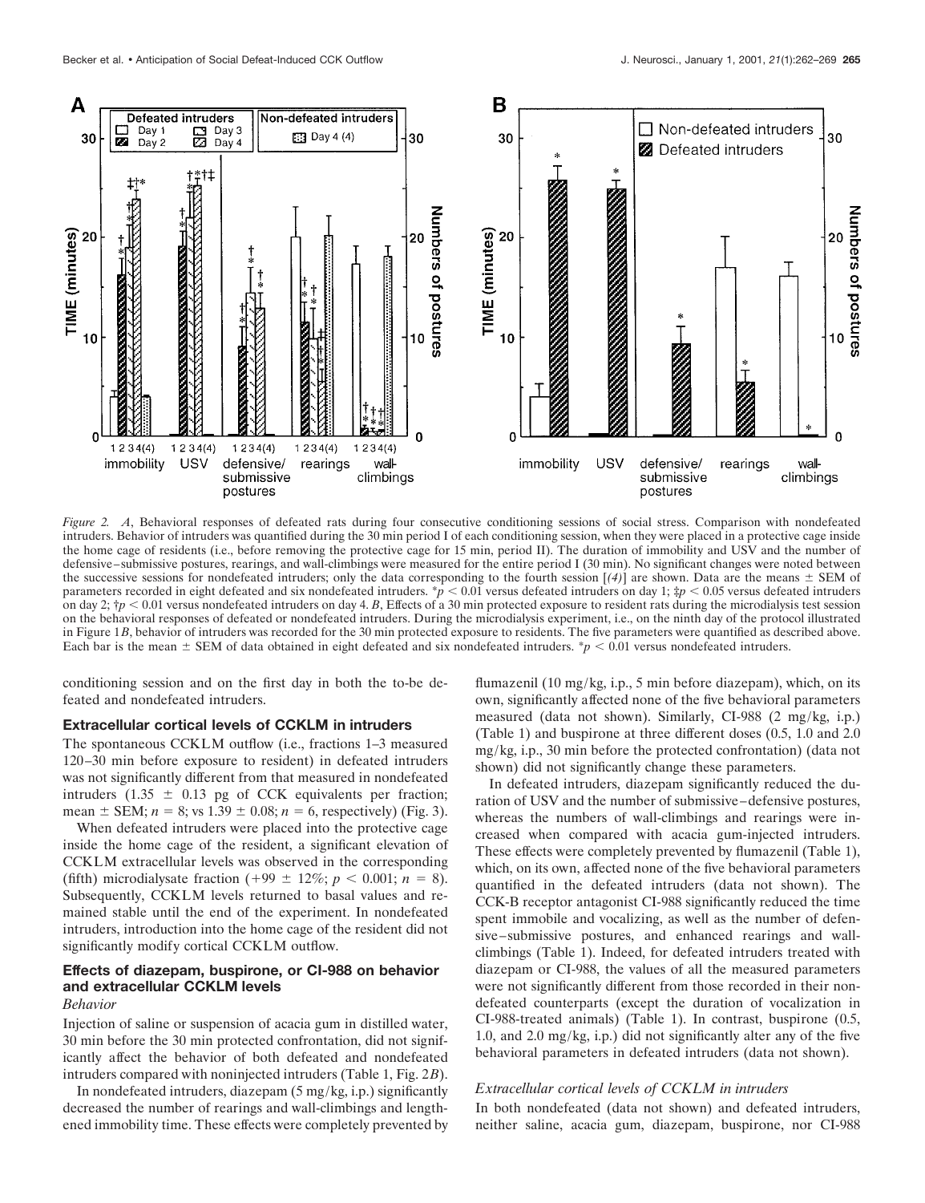*Figure 2.* *A*, Behavioral responses of defeated rats during four consecutive conditioning sessions of social stress. Comparison with nondefeated intruders. Behavior of intruders was quantified during the 30 min period I of each conditioning session, when they were placed in a protective cage inside the home cage of residents (i.e., before removing the protective cage for 15 min, period II). The duration of immobility and USV and the number of defensive–submissive postures, rearings, and wall-climbings were measured for the entire period I (30 min). No significant changes were noted between the successive sessions for nondefeated intruders; only the data corresponding to the fourth session [*(4)*] are shown. Data are the means ± SEM of parameters recorded in eight defeated and six nondefeated intruders. $^{*}p < 0.01$ versus defeated intruders on day 1; $^{‡}p < 0.05$ versus defeated intruders on day 2; $^{†}p < 0.01$ versus nondefeated intruders on day 4. *B*, Effects of a 30 min protected exposure to resident rats during the microdialysis test session on the behavioral responses of defeated or nondefeated intruders. During the microdialysis experiment, i.e., on the ninth day of the protocol illustrated in Figure 1*B*, behavior of intruders was recorded for the 30 min protected exposure to residents. The five parameters were quantified as described above. Each bar is the mean ± SEM of data obtained in eight defeated and six nondefeated intruders. $^{*}p < 0.01$ versus nondefeated intruders.

conditioning session and on the first day in both the to-be defeated and nondefeated intruders.

### Extracellular cortical levels of CCKLM in intruders

The spontaneous CCKLM outflow (i.e., fractions 1–3 measured 120–30 min before exposure to resident) in defeated intruders was not significantly different from that measured in nondefeated intruders (1.35 ± 0.13 pg of CCK equivalents per fraction; mean ± SEM; $n = 8$; vs 1.39 ± 0.08; $n = 6$, respectively) (Fig. 3).

When defeated intruders were placed into the protective cage inside the home cage of the resident, a significant elevation of CCKLM extracellular levels was observed in the corresponding (fifth) microdialysate fraction (+99 ± 12%; $p < 0.001$; $n = 8$). Subsequently, CCKLM levels returned to basal values and remained stable until the end of the experiment. In nondefeated intruders, introduction into the home cage of the resident did not significantly modify cortical CCKLM outflow.

### Effects of diazepam, buspirone, or CI-988 on behavior and extracellular CCKLM levels

#### *Behavior*

Injection of saline or suspension of acacia gum in distilled water, 30 min before the 30 min protected confrontation, did not significantly affect the behavior of both defeated and nondefeated intruders compared with noninjected intruders (Table 1, Fig. 2*B*).

In nondefeated intruders, diazepam (5 mg/kg, i.p.) significantly decreased the number of rearings and wall-climbings and lengthened immobility time. These effects were completely prevented by flumazenil (10 mg/kg, i.p., 5 min before diazepam), which, on its own, significantly affected none of the five behavioral parameters measured (data not shown). Similarly, CI-988 (2 mg/kg, i.p.) (Table 1) and buspirone at three different doses (0.5, 1.0 and 2.0 mg/kg, i.p., 30 min before the protected confrontation) (data not shown) did not significantly change these parameters.

In defeated intruders, diazepam significantly reduced the duration of USV and the number of submissive–defensive postures, whereas the numbers of wall-climbings and rearings were increased when compared with acacia gum-injected intruders. These effects were completely prevented by flumazenil (Table 1), which, on its own, affected none of the five behavioral parameters quantified in the defeated intruders (data not shown). The CCK-B receptor antagonist CI-988 significantly reduced the time spent immobile and vocalizing, as well as the number of defensive–submissive postures, and enhanced rearings and wall-climbings (Table 1). Indeed, for defeated intruders treated with diazepam or CI-988, the values of all the measured parameters were not significantly different from those recorded in their nondefeated counterparts (except the duration of vocalization in CI-988-treated animals) (Table 1). In contrast, buspirone (0.5, 1.0, and 2.0 mg/kg, i.p.) did not significantly alter any of the five behavioral parameters in defeated intruders (data not shown).

#### *Extracellular cortical levels of CCKLM in intruders*

In both nondefeated (data not shown) and defeated intruders, neither saline, acacia gum, diazepam, buspirone, nor CI-988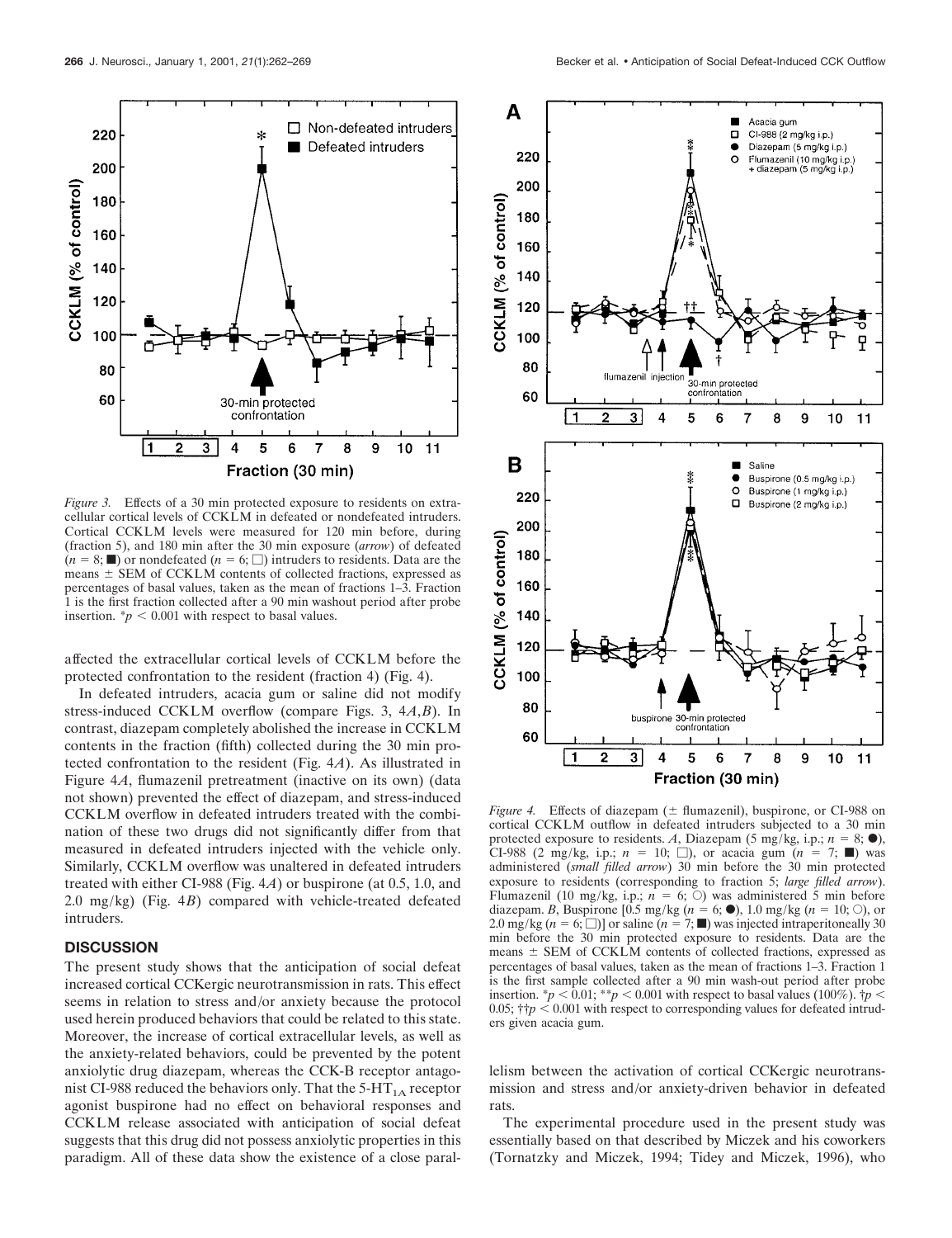*Figure 3.* Effects of a 30 min protected exposure to residents on extracellular cortical levels of CCKLM in defeated or nondefeated intruders. Cortical CCKLM levels were measured for 120 min before, during (fraction 5), and 180 min after the 30 min exposure (*arrow*) of defeated ($n = 8$; ■) or nondefeated ($n = 6$; □) intruders to residents. Data are the means ± SEM of CCKLM contents of collected fractions, expressed as percentages of basal values, taken as the mean of fractions 1–3. Fraction 1 is the first fraction collected after a 90 min washout period after probe insertion. *$p < 0.001$ with respect to basal values.

affected the extracellular cortical levels of CCKLM before the protected confrontation to the resident (fraction 4) (Fig. 4).

In defeated intruders, acacia gum or saline did not modify stress-induced CCKLM overflow (compare Figs. 3, 4*A*,*B*). In contrast, diazepam completely abolished the increase in CCKLM contents in the fraction (fifth) collected during the 30 min protected confrontation to the resident (Fig. 4*A*). As illustrated in Figure 4*A*, flumazenil pretreatment (inactive on its own) (data not shown) prevented the effect of diazepam, and stress-induced CCKLM overflow in defeated intruders treated with the combination of these two drugs did not significantly differ from that measured in defeated intruders injected with the vehicle only. Similarly, CCKLM overflow was unaltered in defeated intruders treated with either CI-988 (Fig. 4*A*) or buspirone (at 0.5, 1.0, and 2.0 mg/kg) (Fig. 4*B*) compared with vehicle-treated defeated intruders.

## DISCUSSION

The present study shows that the anticipation of social defeat increased cortical CCKergic neurotransmission in rats. This effect seems in relation to stress and/or anxiety because the protocol used herein produced behaviors that could be related to this state. Moreover, the increase of cortical extracellular levels, as well as the anxiety-related behaviors, could be prevented by the potent anxiolytic drug diazepam, whereas the CCK-B receptor antagonist CI-988 reduced the behaviors only. That the $5\text{-HT}_{1A}$ receptor agonist buspirone had no effect on behavioral responses and CCKLM release associated with anticipation of social defeat suggests that this drug did not possess anxiolytic properties in this paradigm. All of these data show the existence of a close parallelism between the activation of cortical CCKergic neurotransmission and stress and/or anxiety-driven behavior in defeated rats.

*Figure 4.* Effects of diazepam (± flumazenil), buspirone, or CI-988 on cortical CCKLM outflow in defeated intruders subjected to a 30 min protected exposure to residents. *A*, Diazepam (5 mg/kg, i.p.; $n = 8$; ●), CI-988 (2 mg/kg, i.p.; $n = 10$; □), or acacia gum ($n = 7$; ■) was administered (*small filled arrow*) 30 min before the 30 min protected exposure to residents (corresponding to fraction 5; *large filled arrow*). Flumazenil (10 mg/kg, i.p.; $n = 6$; ○) was administered 5 min before diazepam. *B*, Buspirone [0.5 mg/kg ($n = 6$; ●), 1.0 mg/kg ($n = 10$; ○), or 2.0 mg/kg ($n = 6$; □)] or saline ($n = 7$; ■) was injected intraperitoneally 30 min before the 30 min protected exposure to residents. Data are the means ± SEM of CCKLM contents of collected fractions, expressed as percentages of basal values, taken as the mean of fractions 1–3. Fraction 1 is the first sample collected after a 90 min wash-out period after probe insertion. *$p < 0.01$; **$p < 0.001$ with respect to basal values (100%). †$p < 0.05$; ††$p < 0.001$ with respect to corresponding values for defeated intruders given acacia gum.

The experimental procedure used in the present study was essentially based on that described by Miczek and his coworkers (Tornatzky and Miczek, 1994; Tidey and Miczek, 1996), who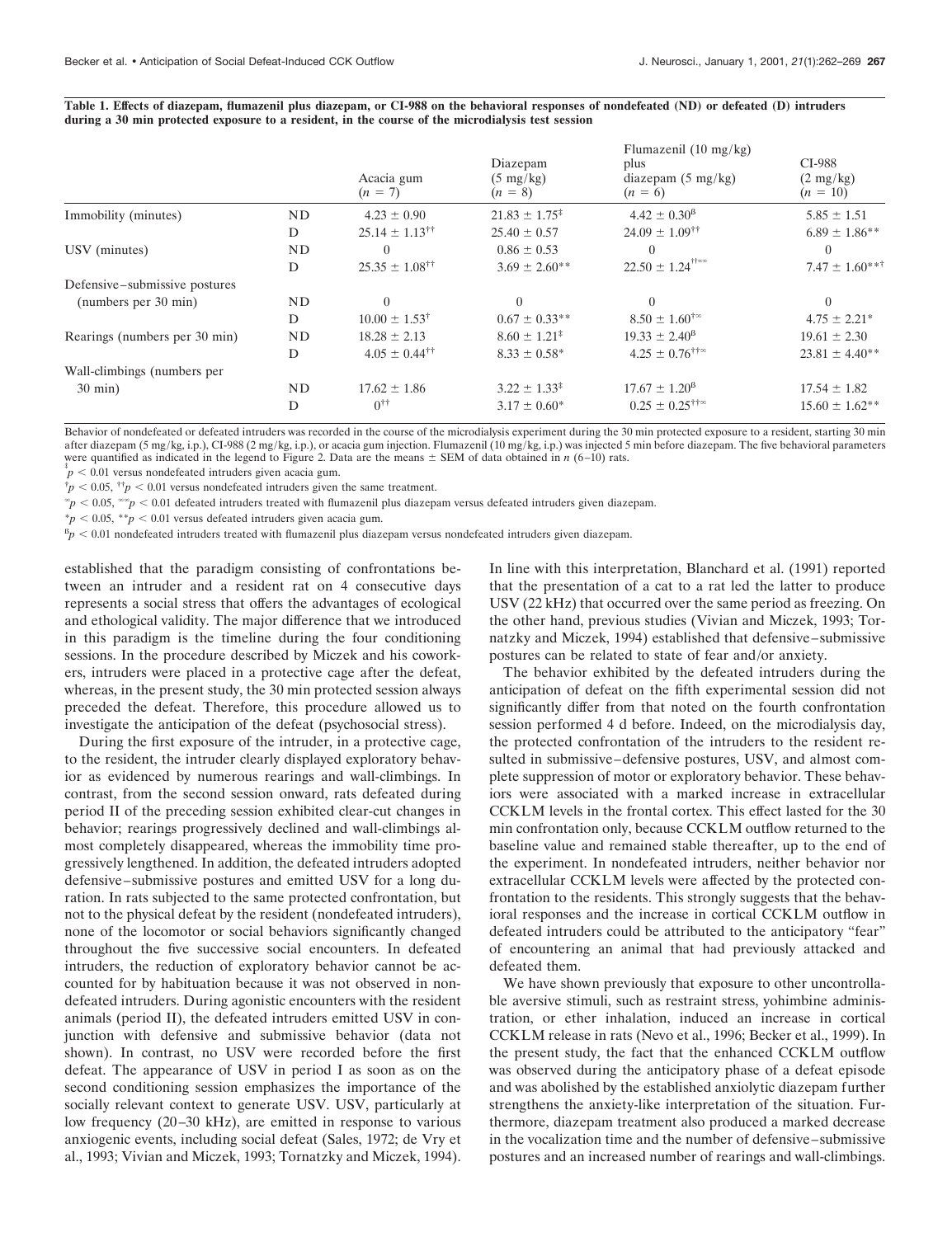**Table 1. Effects of diazepam, flumazenil plus diazepam, or CI-988 on the behavioral responses of nondefeated (ND) or defeated (D) intruders during a 30 min protected exposure to a resident, in the course of the microdialysis test session**

| | | Acacia gum ($n$ = 7) | Diazepam (5 mg/kg) ($n$ = 8) | Flumazenil (10 mg/kg) plus diazepam (5 mg/kg) ($n$ = 6) | CI-988 (2 mg/kg) ($n$ = 10) |
|---|---|---|---|---|---|
| Immobility (minutes) | ND | 4.23 ± 0.90 | 21.83 ± 1.75[‡] | 4.42 ± 0.30[ß] | 5.85 ± 1.51 |
| | D | 25.14 ± 1.13[††] | 25.40 ± 0.57 | 24.09 ± 1.09[††] | 6.89 ± 1.86** |
| USV (minutes) | ND | 0 | 0.86 ± 0.53 | 0 | 0 |
| | D | 25.35 ± 1.08[††] | 3.69 ± 2.60** | 22.50 ± 1.24[††∞∞] | 7.47 ± 1.60**[†] |
| Defensive–submissive postures (numbers per 30 min) | ND | 0 | 0 | 0 | 0 |
| | D | 10.00 ± 1.53[†] | 0.67 ± 0.33** | 8.50 ± 1.60[†∞] | 4.75 ± 2.21* |
| Rearings (numbers per 30 min) | ND | 18.28 ± 2.13 | 8.60 ± 1.21[‡] | 19.33 ± 2.40[ß] | 19.61 ± 2.30 |
| | D | 4.05 ± 0.44[††] | 8.33 ± 0.58* | 4.25 ± 0.76[††∞] | 23.81 ± 4.40** |
| Wall-climbings (numbers per 30 min) | ND | 17.62 ± 1.86 | 3.22 ± 1.33[‡] | 17.67 ± 1.20[ß] | 17.54 ± 1.82 |
| | D | 0[††] | 3.17 ± 0.60* | 0.25 ± 0.25[††∞] | 15.60 ± 1.62** |

Behavior of nondefeated or defeated intruders was recorded in the course of the microdialysis experiment during the 30 min protected exposure to a resident, starting 30 min after diazepam (5 mg/kg, i.p.), CI-988 (2 mg/kg, i.p.), or acacia gum injection. Flumazenil (10 mg/kg, i.p.) was injected 5 min before diazepam. The five behavioral parameters were quantified as indicated in the legend to Figure 2. Data are the means ± SEM of data obtained in $n$ (6–10) rats.

[‡] $p < 0.01$ versus nondefeated intruders given acacia gum.

[†] $p < 0.05$, [††] $p < 0.01$ versus nondefeated intruders given the same treatment.

[∞] $p < 0.05$, [∞∞] $p < 0.01$ defeated intruders treated with flumazenil plus diazepam versus defeated intruders given diazepam.

\* $p < 0.05$, ** $p < 0.01$ versus defeated intruders given acacia gum.

[ß] $p < 0.01$ nondefeated intruders treated with flumazenil plus diazepam versus nondefeated intruders given diazepam.

established that the paradigm consisting of confrontations between an intruder and a resident rat on 4 consecutive days represents a social stress that offers the advantages of ecological and ethological validity. The major difference that we introduced in this paradigm is the timeline during the four conditioning sessions. In the procedure described by Miczek and his coworkers, intruders were placed in a protective cage after the defeat, whereas, in the present study, the 30 min protected session always preceded the defeat. Therefore, this procedure allowed us to investigate the anticipation of the defeat (psychosocial stress).

During the first exposure of the intruder, in a protective cage, to the resident, the intruder clearly displayed exploratory behavior as evidenced by numerous rearings and wall-climbings. In contrast, from the second session onward, rats defeated during period II of the preceding session exhibited clear-cut changes in behavior; rearings progressively declined and wall-climbings almost completely disappeared, whereas the immobility time progressively lengthened. In addition, the defeated intruders adopted defensive–submissive postures and emitted USV for a long duration. In rats subjected to the same protected confrontation, but not to the physical defeat by the resident (nondefeated intruders), none of the locomotor or social behaviors significantly changed throughout the five successive social encounters. In defeated intruders, the reduction of exploratory behavior cannot be accounted for by habituation because it was not observed in nondefeated intruders. During agonistic encounters with the resident animals (period II), the defeated intruders emitted USV in conjunction with defensive and submissive behavior (data not shown). In contrast, no USV were recorded before the first defeat. The appearance of USV in period I as soon as on the second conditioning session emphasizes the importance of the socially relevant context to generate USV. USV, particularly at low frequency (20–30 kHz), are emitted in response to various anxiogenic events, including social defeat (Sales, 1972; de Vry et al., 1993; Vivian and Miczek, 1993; Tornatzky and Miczek, 1994). In line with this interpretation, Blanchard et al. (1991) reported that the presentation of a cat to a rat led the latter to produce USV (22 kHz) that occurred over the same period as freezing. On the other hand, previous studies (Vivian and Miczek, 1993; Tornatzky and Miczek, 1994) established that defensive–submissive postures can be related to state of fear and/or anxiety.

The behavior exhibited by the defeated intruders during the anticipation of defeat on the fifth experimental session did not significantly differ from that noted on the fourth confrontation session performed 4 d before. Indeed, on the microdialysis day, the protected confrontation of the intruders to the resident resulted in submissive–defensive postures, USV, and almost complete suppression of motor or exploratory behavior. These behaviors were associated with a marked increase in extracellular CCKLM levels in the frontal cortex. This effect lasted for the 30 min confrontation only, because CCKLM outflow returned to the baseline value and remained stable thereafter, up to the end of the experiment. In nondefeated intruders, neither behavior nor extracellular CCKLM levels were affected by the protected confrontation to the residents. This strongly suggests that the behavioral responses and the increase in cortical CCKLM outflow in defeated intruders could be attributed to the anticipatory "fear" of encountering an animal that had previously attacked and defeated them.

We have shown previously that exposure to other uncontrollable aversive stimuli, such as restraint stress, yohimbine administration, or ether inhalation, induced an increase in cortical CCKLM release in rats (Nevo et al., 1996; Becker et al., 1999). In the present study, the fact that the enhanced CCKLM outflow was observed during the anticipatory phase of a defeat episode and was abolished by the established anxiolytic diazepam further strengthens the anxiety-like interpretation of the situation. Furthermore, diazepam treatment also produced a marked decrease in the vocalization time and the number of defensive–submissive postures and an increased number of rearings and wall-climbings.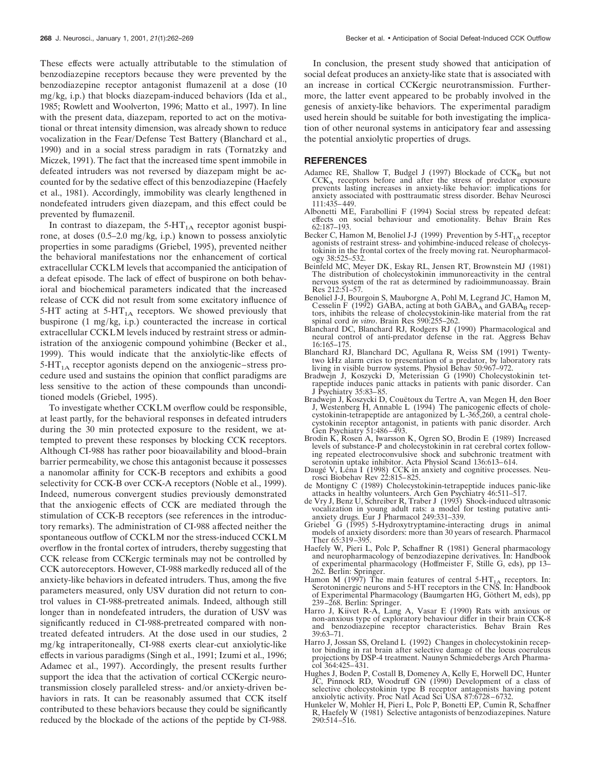These effects were actually attributable to the stimulation of benzodiazepine receptors because they were prevented by the benzodiazepine receptor antagonist flumazenil at a dose (10 mg/kg, i.p.) that blocks diazepam-induced behaviors (Ida et al., 1985; Rowlett and Woolverton, 1996; Matto et al., 1997). In line with the present data, diazepam, reported to act on the motivational or threat intensity dimension, was already shown to reduce vocalization in the Fear/Defense Test Battery (Blanchard et al., 1990) and in a social stress paradigm in rats (Tornatzky and Miczek, 1991). The fact that the increased time spent immobile in defeated intruders was not reversed by diazepam might be accounted for by the sedative effect of this benzodiazepine (Haefely et al., 1981). Accordingly, immobility was clearly lengthened in nondefeated intruders given diazepam, and this effect could be prevented by flumazenil.

In contrast to diazepam, the 5-$HT_{1A}$ receptor agonist buspirone, at doses (0.5–2.0 mg/kg, i.p.) known to possess anxiolytic properties in some paradigms (Griebel, 1995), prevented neither the behavioral manifestations nor the enhancement of cortical extracellular CCKLM levels that accompanied the anticipation of a defeat episode. The lack of effect of buspirone on both behavioral and biochemical parameters indicated that the increased release of CCK did not result from some excitatory influence of 5-HT acting at 5-$HT_{1A}$ receptors. We showed previously that buspirone (1 mg/kg, i.p.) counteracted the increase in cortical extracellular CCKLM levels induced by restraint stress or administration of the anxiogenic compound yohimbine (Becker et al., 1999). This would indicate that the anxiolytic-like effects of 5-$HT_{1A}$ receptor agonists depend on the anxiogenic–stress procedure used and sustains the opinion that conflict paradigms are less sensitive to the action of these compounds than unconditioned models (Griebel, 1995).

To investigate whether CCKLM overflow could be responsible, at least partly, for the behavioral responses in defeated intruders during the 30 min protected exposure to the resident, we attempted to prevent these responses by blocking CCK receptors. Although CI-988 has rather poor bioavailability and blood–brain barrier permeability, we chose this antagonist because it possesses a nanomolar affinity for CCK-B receptors and exhibits a good selectivity for CCK-B over CCK-A receptors (Noble et al., 1999). Indeed, numerous convergent studies previously demonstrated that the anxiogenic effects of CCK are mediated through the stimulation of CCK-B receptors (see references in the introductory remarks). The administration of CI-988 affected neither the spontaneous outflow of CCKLM nor the stress-induced CCKLM overflow in the frontal cortex of intruders, thereby suggesting that CCK release from CCKergic terminals may not be controlled by CCK autoreceptors. However, CI-988 markedly reduced all of the anxiety-like behaviors in defeated intruders. Thus, among the five parameters measured, only USV duration did not return to control values in CI-988-pretreated animals. Indeed, although still longer than in nondefeated intruders, the duration of USV was significantly reduced in CI-988-pretreated compared with nontreated defeated intruders. At the dose used in our studies, 2 mg/kg intraperitoneally, CI-988 exerts clear-cut anxiolytic-like effects in various paradigms (Singh et al., 1991; Izumi et al., 1996; Adamec et al., 1997). Accordingly, the present results further support the idea that the activation of cortical CCKergic neurotransmission closely paralleled stress- and/or anxiety-driven behaviors in rats. It can be reasonably assumed that CCK itself contributed to these behaviors because they could be significantly reduced by the blockade of the actions of the peptide by CI-988.

In conclusion, the present study showed that anticipation of social defeat produces an anxiety-like state that is associated with an increase in cortical CCKergic neurotransmission. Furthermore, the latter event appeared to be probably involved in the genesis of anxiety-like behaviors. The experimental paradigm used herein should be suitable for both investigating the implication of other neuronal systems in anticipatory fear and assessing the potential anxiolytic properties of drugs.

## REFERENCES

Adamec RE, Shallow T, Budgel J (1997) Blockade of $CCK_B$ but not $CCK_A$ receptors before and after the stress of predator exposure prevents lasting increases in anxiety-like behavior: implications for anxiety associated with posttraumatic stress disorder. Behav Neurosci 111:435–449.

Albonetti ME, Farabollini F (1994) Social stress by repeated defeat: effects on social behaviour and emotionality. Behav Brain Res 62:187–193.

Becker C, Hamon M, Benoliel J-J (1999) Prevention by 5-$HT_{1A}$ receptor agonists of restraint stress- and yohimbine-induced release of cholecystokinin in the frontal cortex of the freely moving rat. Neuropharmacology 38:525–532.

Beinfeld MC, Meyer DK, Eskay RL, Jensen RT, Brownstein MJ (1981) The distribution of cholecystokinin immunoreactivity in the central nervous system of the rat as determined by radioimmunoassay. Brain Res 212:51–57.

Benoliel J-J, Bourgoin S, Mauborgne A, Pohl M, Legrand JC, Hamon M, Cesselin F (1992) GABA, acting at both $GABA_A$ and $GABA_B$ receptors, inhibits the release of cholecystokinin-like material from the rat spinal cord *in vitro*. Brain Res 590:255–262.

Blanchard DC, Blanchard RJ, Rodgers RJ (1990) Pharmacological and neural control of anti-predator defense in the rat. Aggress Behav 16:165–175.

Blanchard RJ, Blanchard DC, Agullana R, Weiss SM (1991) Twenty-two kHz alarm cries to presentation of a predator, by laboratory rats living in visible burrow systems. Physiol Behav 50:967–972.

Bradwejn J, Koszycki D, Meterissian G (1990) Cholecystokinin tetrapeptide induces panic attacks in patients with panic disorder. Can J Psychiatry 35:83–85.

Bradwejn J, Koszycki D, Couëtoux du Tertre A, van Megen H, den Boer J, Westenberg H, Annable L (1994) The panicogenic effects of cholecystokinin-tetrapeptide are antagonized by L-365,260, a central cholecystokinin receptor antagonist, in patients with panic disorder. Arch Gen Psychiatry 51:486–493.

Brodin K, Rosen A, Iwarsson K, Ogren SO, Brodin E (1989) Increased levels of substance-P and cholecystokinin in rat cerebral cortex following repeated electroconvulsive shock and subchronic treatment with serotonin uptake inhibitor. Acta Physiol Scand 136:613–614.

Daugé V, Léna I (1998) CCK in anxiety and cognitive processes. Neurosci Biobehav Rev 22:815–825.

de Montigny C (1989) Cholecystokinin-tetrapeptide induces panic-like attacks in healthy volunteers. Arch Gen Psychiatry 46:511–517.

de Vry J, Benz U, Schreiber R, Traber J (1993) Shock-induced ultrasonic vocalization in young adult rats: a model for testing putative anti-anxiety drugs. Eur J Pharmacol 249:331–339.

Griebel G (1995) 5-Hydroxytryptamine-interacting drugs in animal models of anxiety disorders: more than 30 years of research. Pharmacol Ther 65:319–395.

Haefely W, Pieri L, Polc P, Schaffner R (1981) General pharmacology and neuropharmacology of benzodiazepine derivatives. In: Handbook of experimental pharmacology (Hoffmeister F, Stille G, eds), pp 13–262. Berlin: Springer.

Hamon M (1997) The main features of central 5-$HT_{1A}$ receptors. In: Serotoninergic neurons and 5-HT receptors in the CNS. In: Handbook of Experimental Pharmacology (Baumgarten HG, Göthert M, eds), pp 239–268. Berlin: Springer.

Harro J, Kiivet R-A, Lang A, Vasar E (1990) Rats with anxious or non-anxious type of exploratory behaviour differ in their brain CCK-8 and benzodiazepine receptor characteristics. Behav Brain Res 39:63–71.

Harro J, Jossan SS, Oreland L (1992) Changes in cholecystokinin receptor binding in rat brain after selective damage of the locus coeruleus projections by DSP-4 treatment. Naunyn Schmiedebergs Arch Pharmacol 364:425–431.

Hughes J, Boden P, Costall B, Domeney A, Kelly E, Horwell DC, Hunter JC, Pinnock RD, Woodruff GN (1990) Development of a class of selective cholecystokinin type B receptor antagonists having potent anxiolytic activity. Proc Natl Acad Sci USA 87:6728–6732.

Hunkeler W, Mohler H, Pieri L, Polc P, Bonetti EP, Cumin R, Schaffner R, Haefely W (1981) Selective antagonists of benzodiazepines. Nature 290:514–516.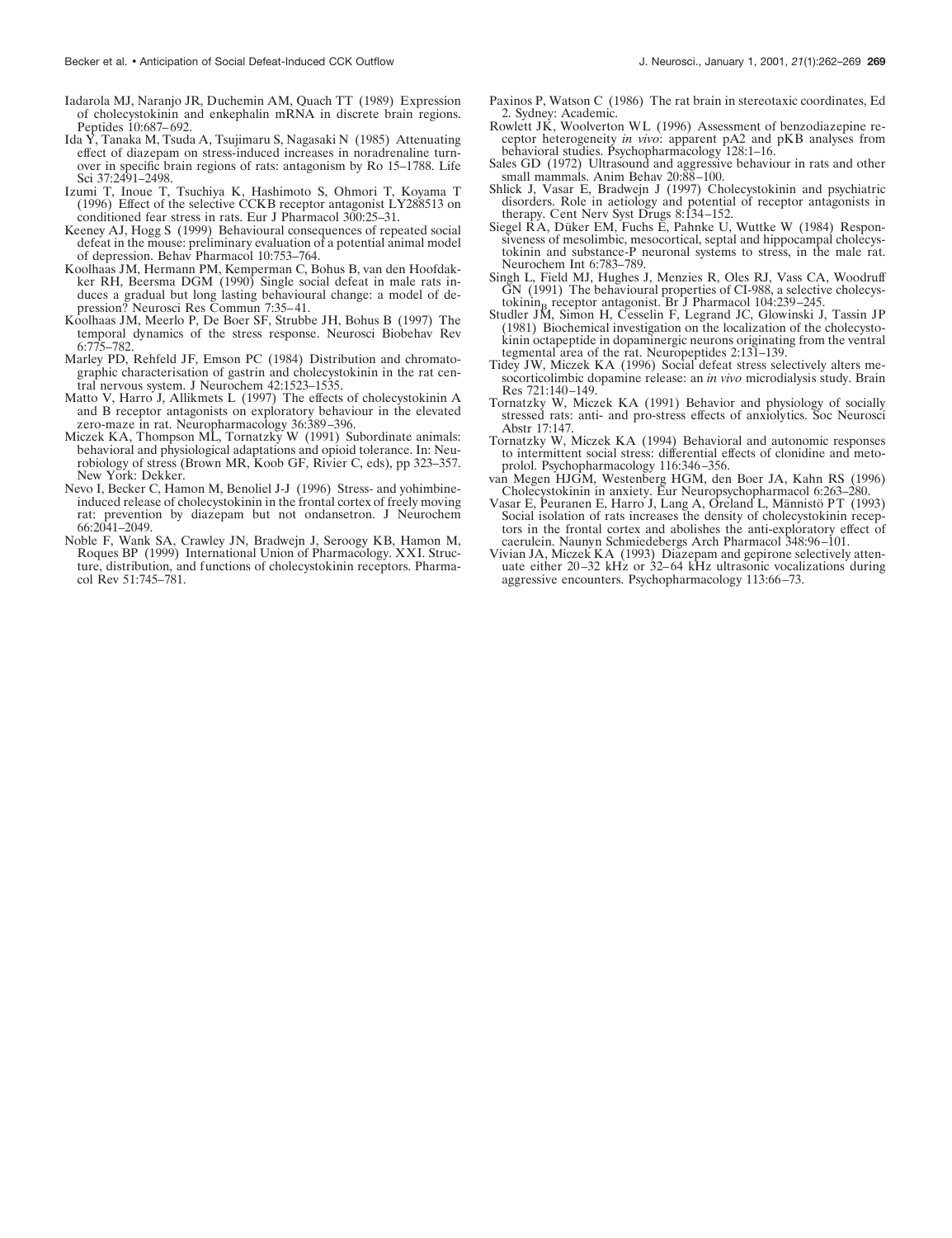Iadarola MJ, Naranjo JR, Duchemin AM, Quach TT (1989) Expression of cholecystokinin and enkephalin mRNA in discrete brain regions. Peptides 10:687–692.

Ida Y, Tanaka M, Tsuda A, Tsujimaru S, Nagasaki N (1985) Attenuating effect of diazepam on stress-induced increases in noradrenaline turnover in specific brain regions of rats: antagonism by Ro 15–1788. Life Sci 37:2491–2498.

Izumi T, Inoue T, Tsuchiya K, Hashimoto S, Ohmori T, Koyama T (1996) Effect of the selective CCKB receptor antagonist LY288513 on conditioned fear stress in rats. Eur J Pharmacol 300:25–31.

Keeney AJ, Hogg S (1999) Behavioural consequences of repeated social defeat in the mouse: preliminary evaluation of a potential animal model of depression. Behav Pharmacol 10:753–764.

Koolhaas JM, Hermann PM, Kemperman C, Bohus B, van den Hoofdakker RH, Beersma DGM (1990) Single social defeat in male rats induces a gradual but long lasting behavioural change: a model of depression? Neurosci Res Commun 7:35–41.

Koolhaas JM, Meerlo P, De Boer SF, Strubbe JH, Bohus B (1997) The temporal dynamics of the stress response. Neurosci Biobehav Rev 6:775–782.

Marley PD, Rehfeld JF, Emson PC (1984) Distribution and chromatographic characterisation of gastrin and cholecystokinin in the rat central nervous system. J Neurochem 42:1523–1535.

Matto V, Harro J, Allikmets L (1997) The effects of cholecystokinin A and B receptor antagonists on exploratory behaviour in the elevated zero-maze in rat. Neuropharmacology 36:389–396.

Miczek KA, Thompson ML, Tornatzky W (1991) Subordinate animals: behavioral and physiological adaptations and opioid tolerance. In: Neurobiology of stress (Brown MR, Koob GF, Rivier C, eds), pp 323–357. New York: Dekker.

Nevo I, Becker C, Hamon M, Benoliel J-J (1996) Stress- and yohimbine-induced release of cholecystokinin in the frontal cortex of freely moving rat: prevention by diazepam but not ondansetron. J Neurochem 66:2041–2049.

Noble F, Wank SA, Crawley JN, Bradwejn J, Seroogy KB, Hamon M, Roques BP (1999) International Union of Pharmacology. XXI. Structure, distribution, and functions of cholecystokinin receptors. Pharmacol Rev 51:745–781.

Paxinos P, Watson C (1986) The rat brain in stereotaxic coordinates, Ed 2. Sydney: Academic.

Rowlett JK, Woolverton WL (1996) Assessment of benzodiazepine receptor heterogeneity *in vivo*: apparent pA2 and pKB analyses from behavioral studies. Psychopharmacology 128:1–16.

Sales GD (1972) Ultrasound and aggressive behaviour in rats and other small mammals. Anim Behav 20:88–100.

Shlick J, Vasar E, Bradwejn J (1997) Cholecystokinin and psychiatric disorders. Role in aetiology and potential of receptor antagonists in therapy. Cent Nerv Syst Drugs 8:134–152.

Siegel RA, Düker EM, Fuchs E, Pahnke U, Wuttke W (1984) Responsiveness of mesolimbic, mesocortical, septal and hippocampal cholecystokinin and substance-P neuronal systems to stress, in the male rat. Neurochem Int 6:783–789.

Singh L, Field MJ, Hughes J, Menzies R, Oles RJ, Vass CA, Woodruff GN (1991) The behavioural properties of CI-988, a selective cholecystokinin$_B$ receptor antagonist. Br J Pharmacol 104:239–245.

Studler JM, Simon H, Cesselin F, Legrand JC, Glowinski J, Tassin JP (1981) Biochemical investigation on the localization of the cholecystokinin octapeptide in dopaminergic neurons originating from the ventral tegmental area of the rat. Neuropeptides 2:131–139.

Tidey JW, Miczek KA (1996) Social defeat stress selectively alters mesocorticolimbic dopamine release: an *in vivo* microdialysis study. Brain Res 721:140–149.

Tornatzky W, Miczek KA (1991) Behavior and physiology of socially stressed rats: anti- and pro-stress effects of anxiolytics. Soc Neurosci Abstr 17:147.

Tornatzky W, Miczek KA (1994) Behavioral and autonomic responses to intermittent social stress: differential effects of clonidine and metoprolol. Psychopharmacology 116:346–356.

van Megen HJGM, Westenberg HGM, den Boer JA, Kahn RS (1996) Cholecystokinin in anxiety. Eur Neuropsychopharmacol 6:263–280.

Vasar E, Peuranen E, Harro J, Lang A, Oreland L, Männistö PT (1993) Social isolation of rats increases the density of cholecystokinin receptors in the frontal cortex and abolishes the anti-exploratory effect of caerulein. Naunyn Schmiedebergs Arch Pharmacol 348:96–101.

Vivian JA, Miczek KA (1993) Diazepam and gepirone selectively attenuate either 20–32 kHz or 32–64 kHz ultrasonic vocalizations during aggressive encounters. Psychopharmacology 113:66–73.